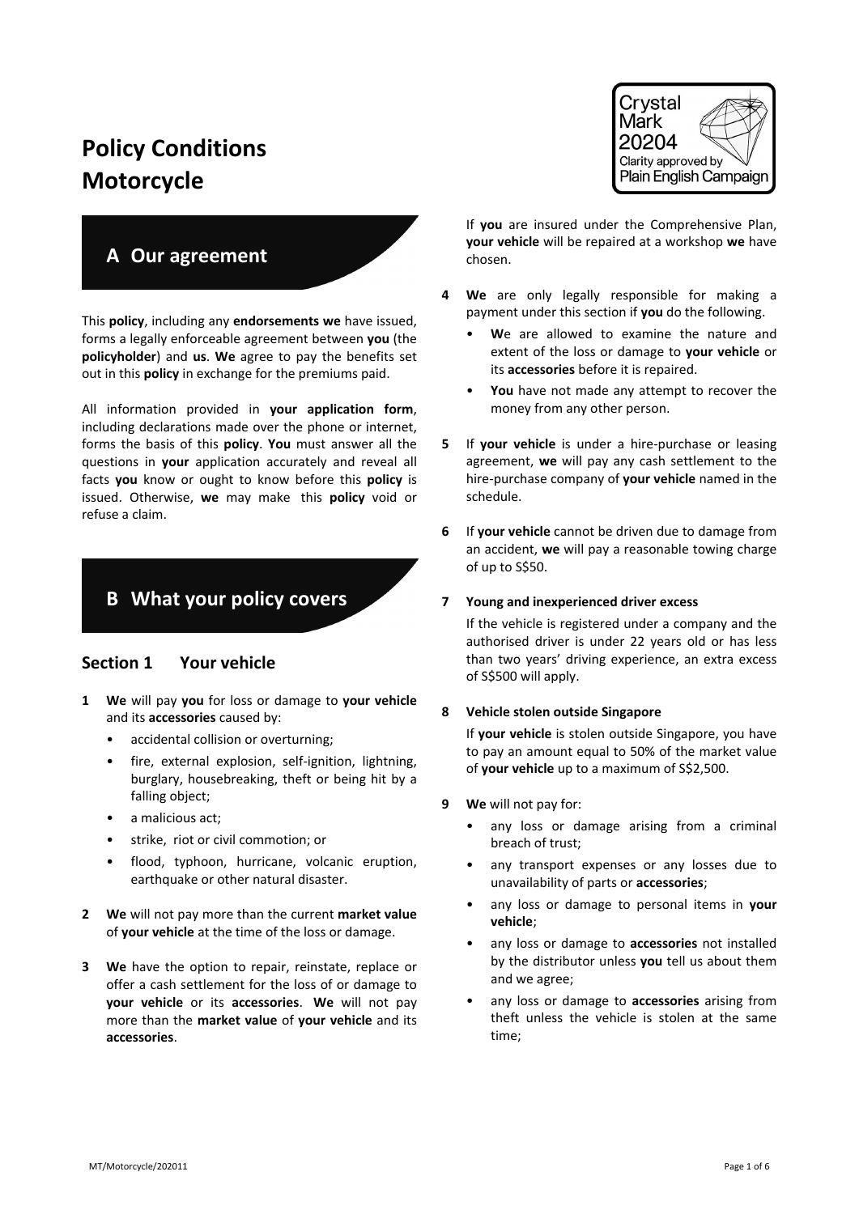# Policy Conditions
# Motorcycle

Crystal Mark 20204 Clarity approved by Plain English Campaign

## A Our agreement

This **policy**, including any **endorsements we** have issued, forms a legally enforceable agreement between **you** (the **policyholder**) and **us**. **We** agree to pay the benefits set out in this **policy** in exchange for the premiums paid.

All information provided in **your application form**, including declarations made over the phone or internet, forms the basis of this **policy**. **You** must answer all the questions in **your** application accurately and reveal all facts **you** know or ought to know before this **policy** is issued. Otherwise, **we** may make this **policy** void or refuse a claim.

## B What your policy covers

### Section 1 Your vehicle

**1** **We** will pay **you** for loss or damage to **your vehicle** and its **accessories** caused by:

- accidental collision or overturning;
- fire, external explosion, self-ignition, lightning, burglary, housebreaking, theft or being hit by a falling object;
- a malicious act;
- strike, riot or civil commotion; or
- flood, typhoon, hurricane, volcanic eruption, earthquake or other natural disaster.

**2** **We** will not pay more than the current **market value** of **your vehicle** at the time of the loss or damage.

**3** **We** have the option to repair, reinstate, replace or offer a cash settlement for the loss of or damage to **your vehicle** or its **accessories**. **We** will not pay more than the **market value** of **your vehicle** and its **accessories**.

If **you** are insured under the Comprehensive Plan, **your vehicle** will be repaired at a workshop **we** have chosen.

**4** **We** are only legally responsible for making a payment under this section if **you** do the following.

- **W**e are allowed to examine the nature and extent of the loss or damage to **your vehicle** or its **accessories** before it is repaired.
- **You** have not made any attempt to recover the money from any other person.

**5** If **your vehicle** is under a hire-purchase or leasing agreement, **we** will pay any cash settlement to the hire-purchase company of **your vehicle** named in the schedule.

**6** If **your vehicle** cannot be driven due to damage from an accident, **we** will pay a reasonable towing charge of up to S$50.

**7** **Young and inexperienced driver excess**

If the vehicle is registered under a company and the authorised driver is under 22 years old or has less than two years' driving experience, an extra excess of S$500 will apply.

**8** **Vehicle stolen outside Singapore**

If **your vehicle** is stolen outside Singapore, you have to pay an amount equal to 50% of the market value of **your vehicle** up to a maximum of S$2,500.

**9** **We** will not pay for:

- any loss or damage arising from a criminal breach of trust;
- any transport expenses or any losses due to unavailability of parts or **accessories**;
- any loss or damage to personal items in **your vehicle**;
- any loss or damage to **accessories** not installed by the distributor unless **you** tell us about them and we agree;
- any loss or damage to **accessories** arising from theft unless the vehicle is stolen at the same time;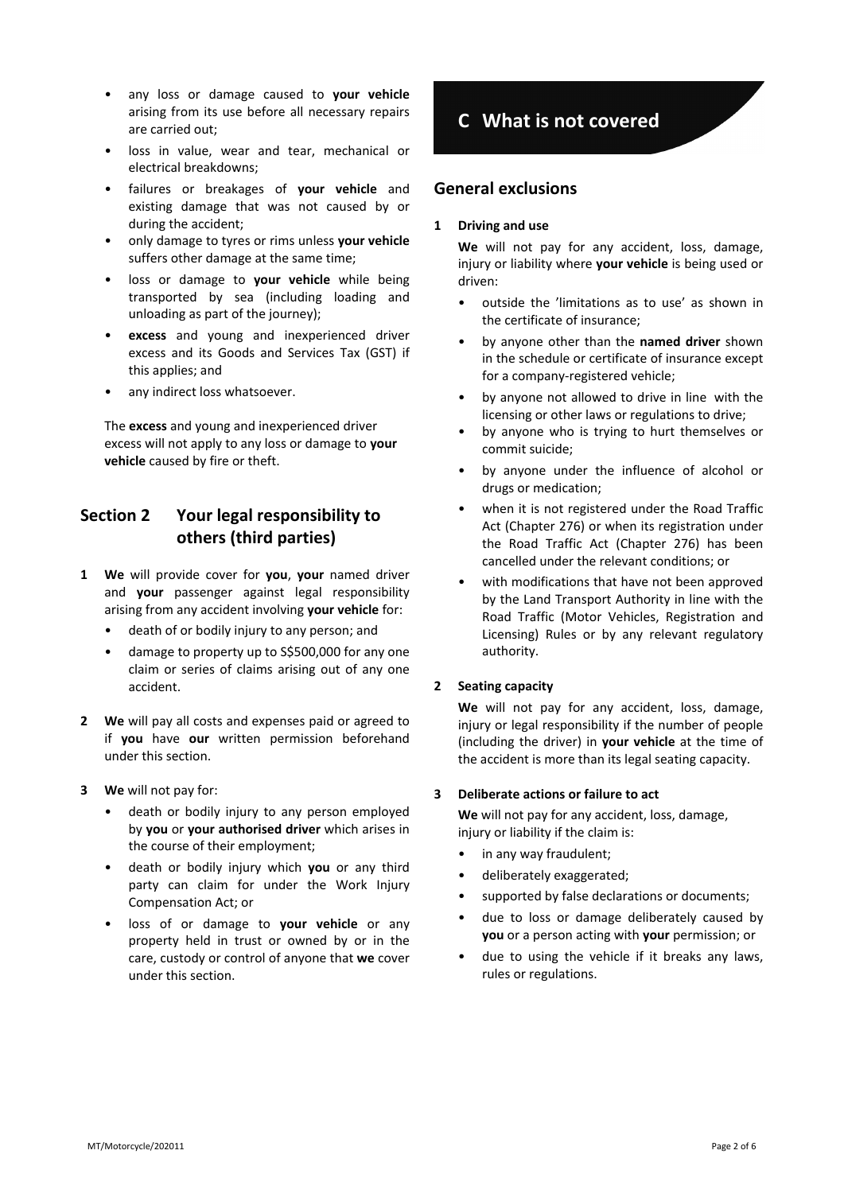- any loss or damage caused to **your vehicle** arising from its use before all necessary repairs are carried out;
- loss in value, wear and tear, mechanical or electrical breakdowns;
- failures or breakages of **your vehicle** and existing damage that was not caused by or during the accident;
- only damage to tyres or rims unless **your vehicle** suffers other damage at the same time;
- loss or damage to **your vehicle** while being transported by sea (including loading and unloading as part of the journey);
- **excess** and young and inexperienced driver excess and its Goods and Services Tax (GST) if this applies; and
- any indirect loss whatsoever.

The **excess** and young and inexperienced driver excess will not apply to any loss or damage to **your vehicle** caused by fire or theft.

## Section 2 Your legal responsibility to others (third parties)

**1** **We** will provide cover for **you**, **your** named driver and **your** passenger against legal responsibility arising from any accident involving **your vehicle** for:

- death of or bodily injury to any person; and
- damage to property up to S$500,000 for any one claim or series of claims arising out of any one accident.

**2** **We** will pay all costs and expenses paid or agreed to if **you** have **our** written permission beforehand under this section.

**3** **We** will not pay for:

- death or bodily injury to any person employed by **you** or **your authorised driver** which arises in the course of their employment;
- death or bodily injury which **you** or any third party can claim for under the Work Injury Compensation Act; or
- loss of or damage to **your vehicle** or any property held in trust or owned by or in the care, custody or control of anyone that **we** cover under this section.

# C What is not covered

## General exclusions

**1 Driving and use**

**We** will not pay for any accident, loss, damage, injury or liability where **your vehicle** is being used or driven:

- outside the 'limitations as to use' as shown in the certificate of insurance;
- by anyone other than the **named driver** shown in the schedule or certificate of insurance except for a company-registered vehicle;
- by anyone not allowed to drive in line with the licensing or other laws or regulations to drive;
- by anyone who is trying to hurt themselves or commit suicide;
- by anyone under the influence of alcohol or drugs or medication;
- when it is not registered under the Road Traffic Act (Chapter 276) or when its registration under the Road Traffic Act (Chapter 276) has been cancelled under the relevant conditions; or
- with modifications that have not been approved by the Land Transport Authority in line with the Road Traffic (Motor Vehicles, Registration and Licensing) Rules or by any relevant regulatory authority.

**2 Seating capacity**

**We** will not pay for any accident, loss, damage, injury or legal responsibility if the number of people (including the driver) in **your vehicle** at the time of the accident is more than its legal seating capacity.

**3 Deliberate actions or failure to act**

**We** will not pay for any accident, loss, damage, injury or liability if the claim is:

- in any way fraudulent;
- deliberately exaggerated;
- supported by false declarations or documents;
- due to loss or damage deliberately caused by **you** or a person acting with **your** permission; or
- due to using the vehicle if it breaks any laws, rules or regulations.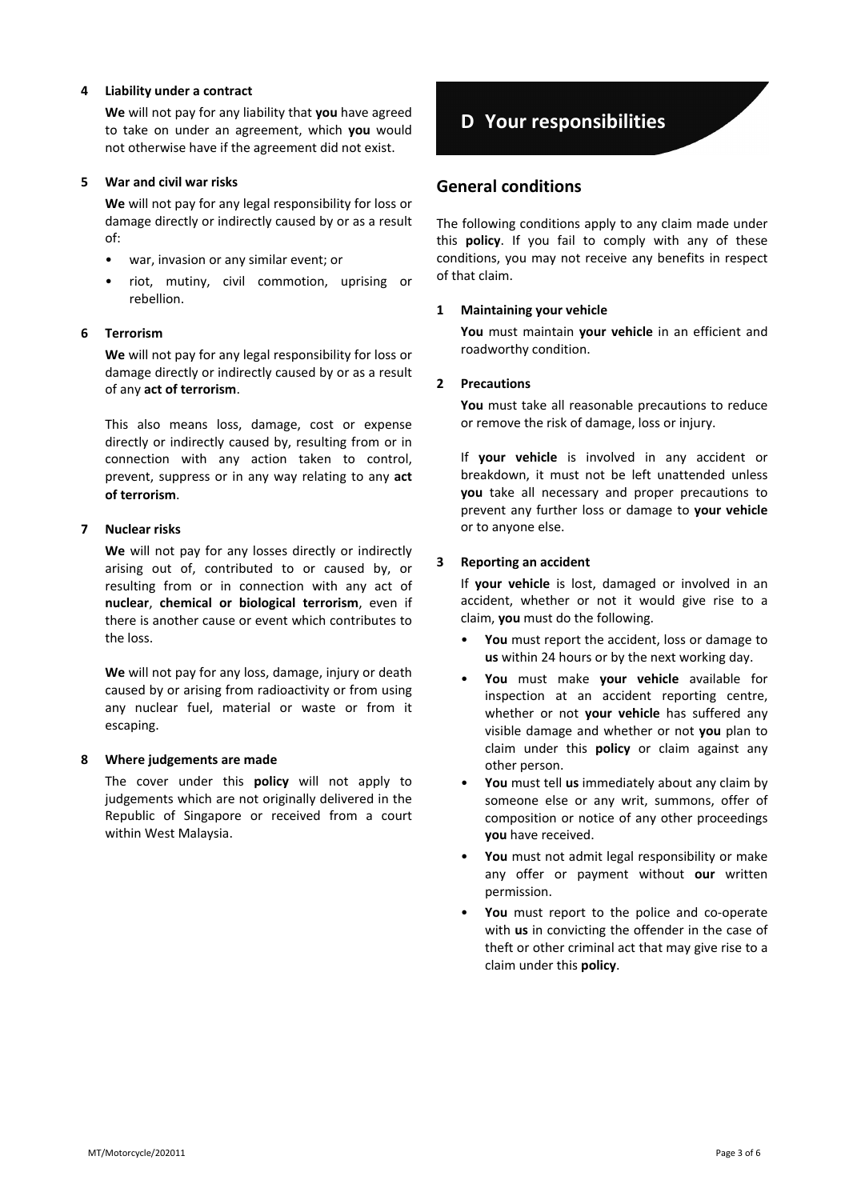**4 Liability under a contract**

**We** will not pay for any liability that **you** have agreed to take on under an agreement, which **you** would not otherwise have if the agreement did not exist.

**5 War and civil war risks**

**We** will not pay for any legal responsibility for loss or damage directly or indirectly caused by or as a result of:

- war, invasion or any similar event; or
- riot, mutiny, civil commotion, uprising or rebellion.

**6 Terrorism**

**We** will not pay for any legal responsibility for loss or damage directly or indirectly caused by or as a result of any **act of terrorism**.

This also means loss, damage, cost or expense directly or indirectly caused by, resulting from or in connection with any action taken to control, prevent, suppress or in any way relating to any **act of terrorism**.

**7 Nuclear risks**

**We** will not pay for any losses directly or indirectly arising out of, contributed to or caused by, or resulting from or in connection with any act of **nuclear**, **chemical or biological terrorism**, even if there is another cause or event which contributes to the loss.

**We** will not pay for any loss, damage, injury or death caused by or arising from radioactivity or from using any nuclear fuel, material or waste or from it escaping.

**8 Where judgements are made**

The cover under this **policy** will not apply to judgements which are not originally delivered in the Republic of Singapore or received from a court within West Malaysia.

# D Your responsibilities

## General conditions

The following conditions apply to any claim made under this **policy**. If you fail to comply with any of these conditions, you may not receive any benefits in respect of that claim.

**1 Maintaining your vehicle**

**You** must maintain **your vehicle** in an efficient and roadworthy condition.

**2 Precautions**

**You** must take all reasonable precautions to reduce or remove the risk of damage, loss or injury.

If **your vehicle** is involved in any accident or breakdown, it must not be left unattended unless **you** take all necessary and proper precautions to prevent any further loss or damage to **your vehicle** or to anyone else.

**3 Reporting an accident**

If **your vehicle** is lost, damaged or involved in an accident, whether or not it would give rise to a claim, **you** must do the following.

- **You** must report the accident, loss or damage to **us** within 24 hours or by the next working day.
- **You** must make **your vehicle** available for inspection at an accident reporting centre, whether or not **your vehicle** has suffered any visible damage and whether or not **you** plan to claim under this **policy** or claim against any other person.
- **You** must tell **us** immediately about any claim by someone else or any writ, summons, offer of composition or notice of any other proceedings **you** have received.
- **You** must not admit legal responsibility or make any offer or payment without **our** written permission.
- **You** must report to the police and co-operate with **us** in convicting the offender in the case of theft or other criminal act that may give rise to a claim under this **policy**.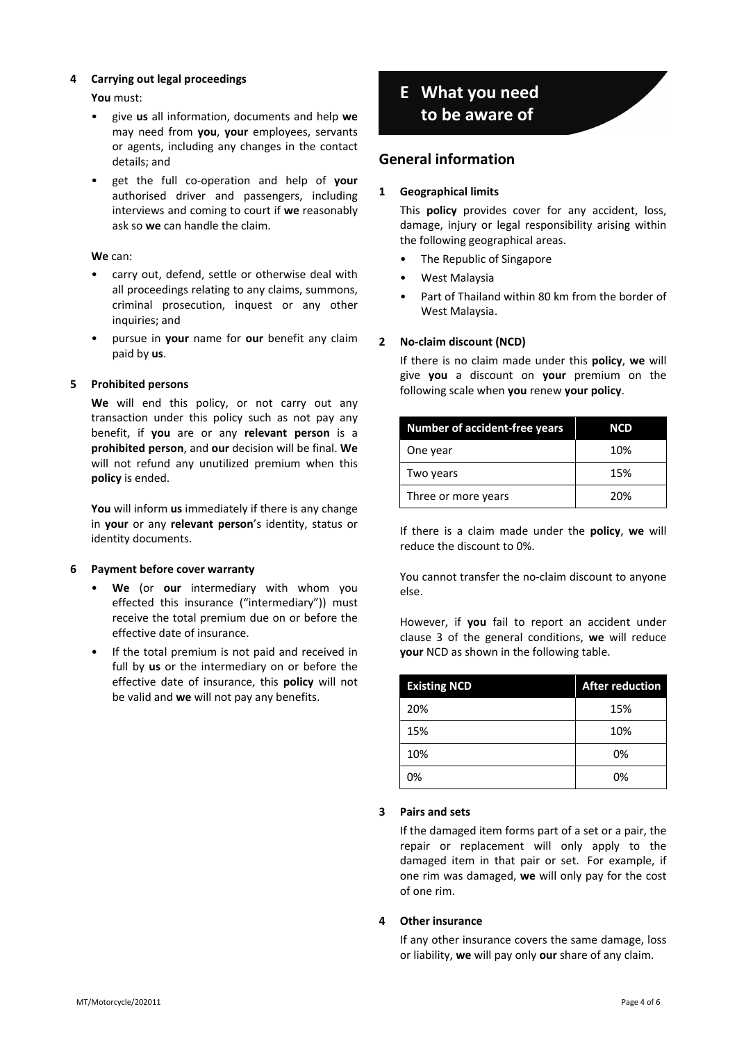### 4 Carrying out legal proceedings

**You** must:

- give **us** all information, documents and help **we** may need from **you**, **your** employees, servants or agents, including any changes in the contact details; and
- get the full co-operation and help of **your** authorised driver and passengers, including interviews and coming to court if **we** reasonably ask so **we** can handle the claim.

**We** can:

- carry out, defend, settle or otherwise deal with all proceedings relating to any claims, summons, criminal prosecution, inquest or any other inquiries; and
- pursue in **your** name for **our** benefit any claim paid by **us**.

### 5 Prohibited persons

**We** will end this policy, or not carry out any transaction under this policy such as not pay any benefit, if **you** are or any **relevant person** is a **prohibited person**, and **our** decision will be final. **We** will not refund any unutilized premium when this **policy** is ended.

**You** will inform **us** immediately if there is any change in **your** or any **relevant person**'s identity, status or identity documents.

### 6 Payment before cover warranty

- **We** (or **our** intermediary with whom you effected this insurance ("intermediary")) must receive the total premium due on or before the effective date of insurance.
- If the total premium is not paid and received in full by **us** or the intermediary on or before the effective date of insurance, this **policy** will not be valid and **we** will not pay any benefits.

# E What you need to be aware of

## General information

### 1 Geographical limits

This **policy** provides cover for any accident, loss, damage, injury or legal responsibility arising within the following geographical areas.

- The Republic of Singapore
- West Malaysia
- Part of Thailand within 80 km from the border of West Malaysia.

### 2 No-claim discount (NCD)

If there is no claim made under this **policy**, **we** will give **you** a discount on **your** premium on the following scale when **you** renew **your policy**.

| Number of accident-free years | NCD |
|---|---|
| One year | 10% |
| Two years | 15% |
| Three or more years | 20% |

If there is a claim made under the **policy**, **we** will reduce the discount to 0%.

You cannot transfer the no-claim discount to anyone else.

However, if **you** fail to report an accident under clause 3 of the general conditions, **we** will reduce **your** NCD as shown in the following table.

| Existing NCD | After reduction |
|---|---|
| 20% | 15% |
| 15% | 10% |
| 10% | 0% |
| 0% | 0% |

### 3 Pairs and sets

If the damaged item forms part of a set or a pair, the repair or replacement will only apply to the damaged item in that pair or set. For example, if one rim was damaged, **we** will only pay for the cost of one rim.

### 4 Other insurance

If any other insurance covers the same damage, loss or liability, **we** will pay only **our** share of any claim.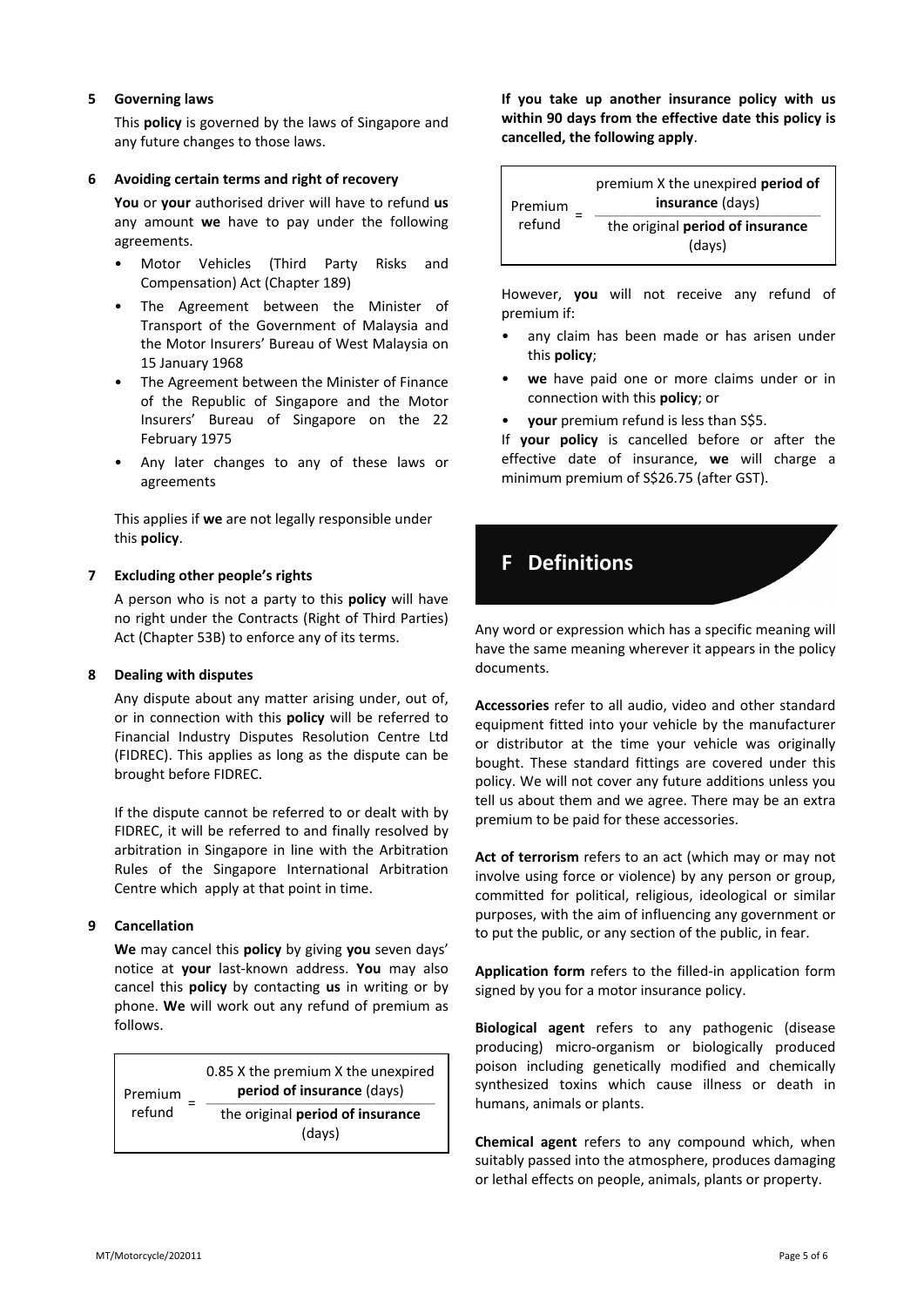**5 Governing laws**

This **policy** is governed by the laws of Singapore and any future changes to those laws.

**6 Avoiding certain terms and right of recovery**

**You** or **your** authorised driver will have to refund **us** any amount **we** have to pay under the following agreements.

- Motor Vehicles (Third Party Risks and Compensation) Act (Chapter 189)
- The Agreement between the Minister of Transport of the Government of Malaysia and the Motor Insurers' Bureau of West Malaysia on 15 January 1968
- The Agreement between the Minister of Finance of the Republic of Singapore and the Motor Insurers' Bureau of Singapore on the 22 February 1975
- Any later changes to any of these laws or agreements

This applies if **we** are not legally responsible under this **policy**.

**7 Excluding other people's rights**

A person who is not a party to this **policy** will have no right under the Contracts (Right of Third Parties) Act (Chapter 53B) to enforce any of its terms.

**8 Dealing with disputes**

Any dispute about any matter arising under, out of, or in connection with this **policy** will be referred to Financial Industry Disputes Resolution Centre Ltd (FIDREC). This applies as long as the dispute can be brought before FIDREC.

If the dispute cannot be referred to or dealt with by FIDREC, it will be referred to and finally resolved by arbitration in Singapore in line with the Arbitration Rules of the Singapore International Arbitration Centre which apply at that point in time.

**9 Cancellation**

**We** may cancel this **policy** by giving **you** seven days' notice at **your** last-known address. **You** may also cancel this **policy** by contacting **us** in writing or by phone. **We** will work out any refund of premium as follows.

$$\text{Premium refund} = \frac{0.85 \times \text{the premium} \times \text{the unexpired } \textbf{period of insurance} \text{ (days)}}{\text{the original } \textbf{period of insurance} \text{ (days)}}$$

**If you take up another insurance policy with us within 90 days from the effective date this policy is cancelled, the following apply**.

$$\text{Premium refund} = \frac{\text{premium} \times \text{the unexpired } \textbf{period of insurance} \text{ (days)}}{\text{the original } \textbf{period of insurance} \text{ (days)}}$$

However, **you** will not receive any refund of premium if:

- any claim has been made or has arisen under this **policy**;
- **we** have paid one or more claims under or in connection with this **policy**; or
- **your** premium refund is less than S$5.

If **your policy** is cancelled before or after the effective date of insurance, **we** will charge a minimum premium of S$26.75 (after GST).

# F Definitions

Any word or expression which has a specific meaning will have the same meaning wherever it appears in the policy documents.

**Accessories** refer to all audio, video and other standard equipment fitted into your vehicle by the manufacturer or distributor at the time your vehicle was originally bought. These standard fittings are covered under this policy. We will not cover any future additions unless you tell us about them and we agree. There may be an extra premium to be paid for these accessories.

**Act of terrorism** refers to an act (which may or may not involve using force or violence) by any person or group, committed for political, religious, ideological or similar purposes, with the aim of influencing any government or to put the public, or any section of the public, in fear.

**Application form** refers to the filled-in application form signed by you for a motor insurance policy.

**Biological agent** refers to any pathogenic (disease producing) micro-organism or biologically produced poison including genetically modified and chemically synthesized toxins which cause illness or death in humans, animals or plants.

**Chemical agent** refers to any compound which, when suitably passed into the atmosphere, produces damaging or lethal effects on people, animals, plants or property.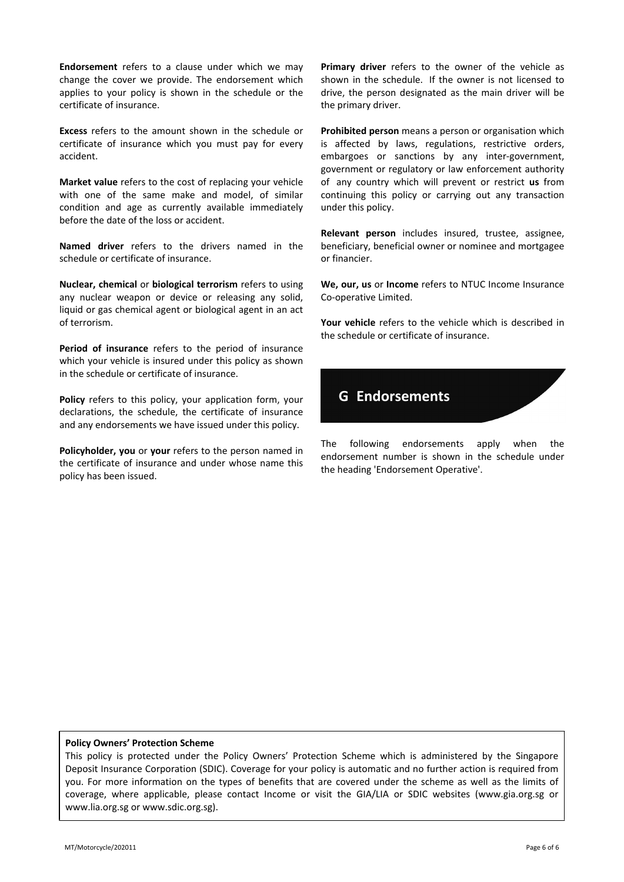**Endorsement** refers to a clause under which we may change the cover we provide. The endorsement which applies to your policy is shown in the schedule or the certificate of insurance.

**Excess** refers to the amount shown in the schedule or certificate of insurance which you must pay for every accident.

**Market value** refers to the cost of replacing your vehicle with one of the same make and model, of similar condition and age as currently available immediately before the date of the loss or accident.

**Named driver** refers to the drivers named in the schedule or certificate of insurance.

**Nuclear, chemical** or **biological terrorism** refers to using any nuclear weapon or device or releasing any solid, liquid or gas chemical agent or biological agent in an act of terrorism.

**Period of insurance** refers to the period of insurance which your vehicle is insured under this policy as shown in the schedule or certificate of insurance.

**Policy** refers to this policy, your application form, your declarations, the schedule, the certificate of insurance and any endorsements we have issued under this policy.

**Policyholder, you** or **your** refers to the person named in the certificate of insurance and under whose name this policy has been issued.

**Primary driver** refers to the owner of the vehicle as shown in the schedule. If the owner is not licensed to drive, the person designated as the main driver will be the primary driver.

**Prohibited person** means a person or organisation which is affected by laws, regulations, restrictive orders, embargoes or sanctions by any inter-government, government or regulatory or law enforcement authority of any country which will prevent or restrict **us** from continuing this policy or carrying out any transaction under this policy.

**Relevant person** includes insured, trustee, assignee, beneficiary, beneficial owner or nominee and mortgagee or financier.

**We, our, us** or **Income** refers to NTUC Income Insurance Co-operative Limited.

**Your vehicle** refers to the vehicle which is described in the schedule or certificate of insurance.

## G Endorsements

The following endorsements apply when the endorsement number is shown in the schedule under the heading 'Endorsement Operative'.

**Policy Owners' Protection Scheme**

This policy is protected under the Policy Owners' Protection Scheme which is administered by the Singapore Deposit Insurance Corporation (SDIC). Coverage for your policy is automatic and no further action is required from you. For more information on the types of benefits that are covered under the scheme as well as the limits of coverage, where applicable, please contact Income or visit the GIA/LIA or SDIC websites (www.gia.org.sg or www.lia.org.sg or www.sdic.org.sg).

MT/Motorcycle/202011